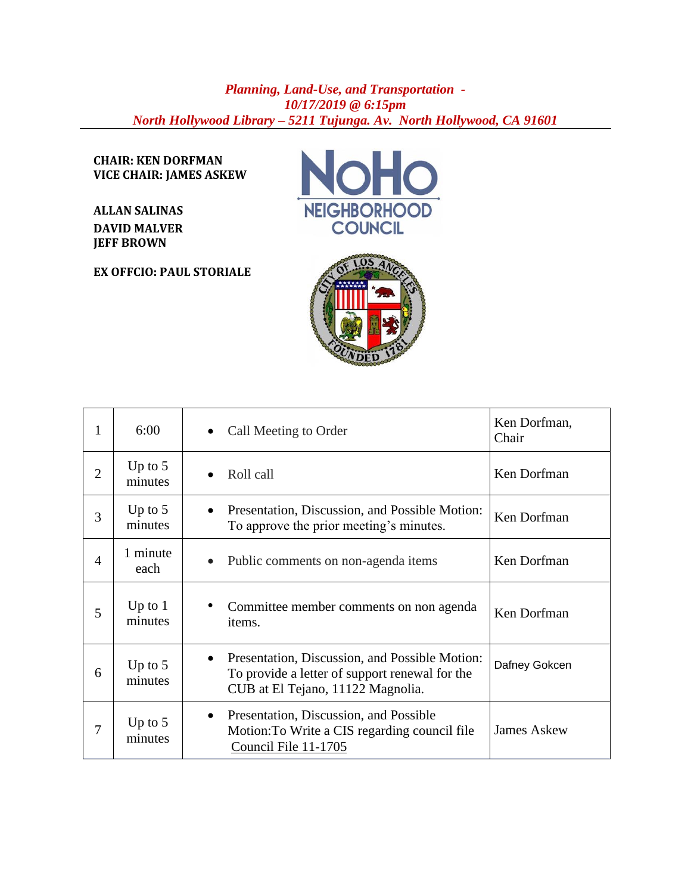*Planning, Land-Use, and Transportation -*
*10/17/2019 @ 6:15pm*
*North Hollywood Library – 5211 Tujunga. Av. North Hollywood, CA 91601*

**CHAIR: KEN DORFMAN**
**VICE CHAIR: JAMES ASKEW**

**ALLAN SALINAS**
**DAVID MALVER**
**JEFF BROWN**

**EX OFFCIO: PAUL STORIALE**

| | | | |
|---|---|---|---|
| 1 | 6:00 | • Call Meeting to Order | Ken Dorfman, Chair |
| 2 | Up to 5 minutes | • Roll call | Ken Dorfman |
| 3 | Up to 5 minutes | • Presentation, Discussion, and Possible Motion: To approve the prior meeting's minutes. | Ken Dorfman |
| 4 | 1 minute each | • Public comments on non-agenda items | Ken Dorfman |
| 5 | Up to 1 minutes | • Committee member comments on non agenda items. | Ken Dorfman |
| 6 | Up to 5 minutes | • Presentation, Discussion, and Possible Motion: To provide a letter of support renewal for the CUB at El Tejano, 11122 Magnolia. | Dafney Gokcen |
| 7 | Up to 5 minutes | • Presentation, Discussion, and Possible Motion:To Write a CIS regarding council file Council File 11-1705 | James Askew |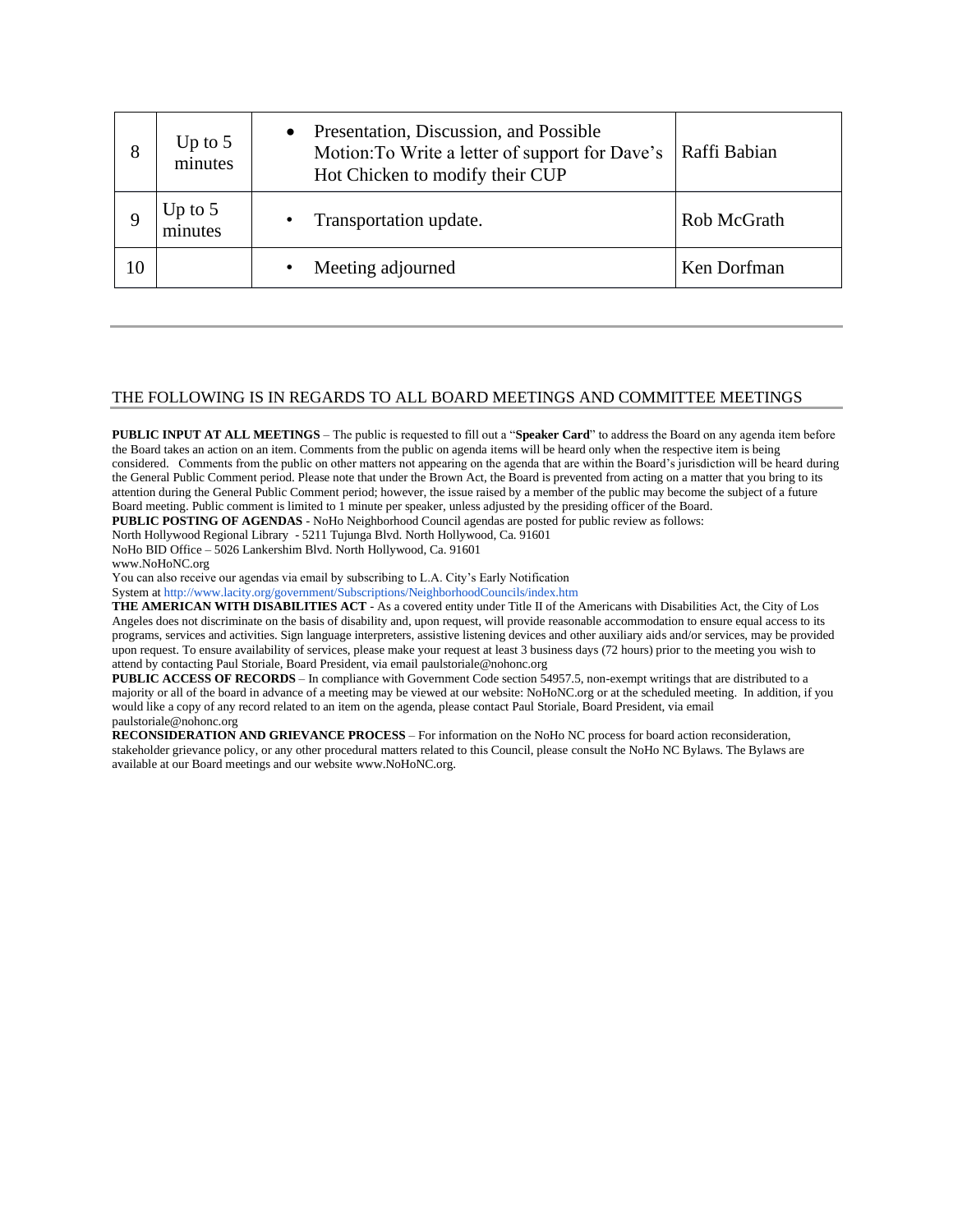| | | | |
|---|---|---|---|
| 8 | Up to 5 minutes | • Presentation, Discussion, and Possible Motion:To Write a letter of support for Dave's Hot Chicken to modify their CUP | Raffi Babian |
| 9 | Up to 5 minutes | • Transportation update. | Rob McGrath |
| 10 | | • Meeting adjourned | Ken Dorfman |

---

## THE FOLLOWING IS IN REGARDS TO ALL BOARD MEETINGS AND COMMITTEE MEETINGS

**PUBLIC INPUT AT ALL MEETINGS** – The public is requested to fill out a "**Speaker Card**" to address the Board on any agenda item before the Board takes an action on an item. Comments from the public on agenda items will be heard only when the respective item is being considered. Comments from the public on other matters not appearing on the agenda that are within the Board's jurisdiction will be heard during the General Public Comment period. Please note that under the Brown Act, the Board is prevented from acting on a matter that you bring to its attention during the General Public Comment period; however, the issue raised by a member of the public may become the subject of a future Board meeting. Public comment is limited to 1 minute per speaker, unless adjusted by the presiding officer of the Board.

**PUBLIC POSTING OF AGENDAS** - NoHo Neighborhood Council agendas are posted for public review as follows:

North Hollywood Regional Library - 5211 Tujunga Blvd. North Hollywood, Ca. 91601

NoHo BID Office – 5026 Lankershim Blvd. North Hollywood, Ca. 91601

www.NoHoNC.org

You can also receive our agendas via email by subscribing to L.A. City's Early Notification System at http://www.lacity.org/government/Subscriptions/NeighborhoodCouncils/index.htm

**THE AMERICAN WITH DISABILITIES ACT** - As a covered entity under Title II of the Americans with Disabilities Act, the City of Los Angeles does not discriminate on the basis of disability and, upon request, will provide reasonable accommodation to ensure equal access to its programs, services and activities. Sign language interpreters, assistive listening devices and other auxiliary aids and/or services, may be provided upon request. To ensure availability of services, please make your request at least 3 business days (72 hours) prior to the meeting you wish to attend by contacting Paul Storiale, Board President, via email paulstoriale@nohonc.org

**PUBLIC ACCESS OF RECORDS** – In compliance with Government Code section 54957.5, non-exempt writings that are distributed to a majority or all of the board in advance of a meeting may be viewed at our website: NoHoNC.org or at the scheduled meeting. In addition, if you would like a copy of any record related to an item on the agenda, please contact Paul Storiale, Board President, via email paulstoriale@nohonc.org

**RECONSIDERATION AND GRIEVANCE PROCESS** – For information on the NoHo NC process for board action reconsideration, stakeholder grievance policy, or any other procedural matters related to this Council, please consult the NoHo NC Bylaws. The Bylaws are available at our Board meetings and our website www.NoHoNC.org.